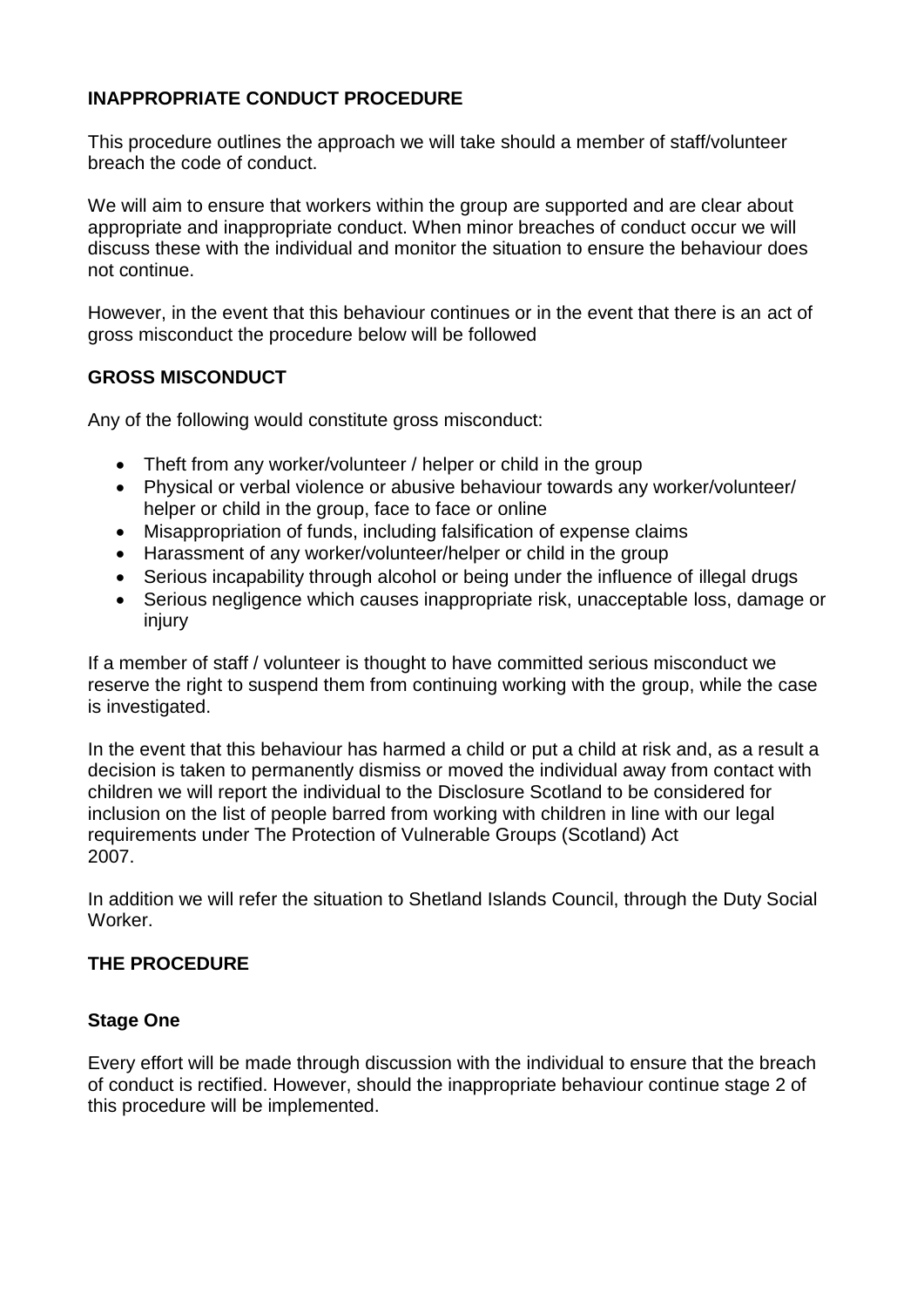## INAPPROPRIATE CONDUCT PROCEDURE

This procedure outlines the approach we will take should a member of staff/volunteer breach the code of conduct.

We will aim to ensure that workers within the group are supported and are clear about appropriate and inappropriate conduct. When minor breaches of conduct occur we will discuss these with the individual and monitor the situation to ensure the behaviour does not continue.

However, in the event that this behaviour continues or in the event that there is an act of gross misconduct the procedure below will be followed

### GROSS MISCONDUCT

Any of the following would constitute gross misconduct:

- Theft from any worker/volunteer / helper or child in the group
- Physical or verbal violence or abusive behaviour towards any worker/volunteer/ helper or child in the group, face to face or online
- Misappropriation of funds, including falsification of expense claims
- Harassment of any worker/volunteer/helper or child in the group
- Serious incapability through alcohol or being under the influence of illegal drugs
- Serious negligence which causes inappropriate risk, unacceptable loss, damage or injury

If a member of staff / volunteer is thought to have committed serious misconduct we reserve the right to suspend them from continuing working with the group, while the case is investigated.

In the event that this behaviour has harmed a child or put a child at risk and, as a result a decision is taken to permanently dismiss or moved the individual away from contact with children we will report the individual to the Disclosure Scotland to be considered for inclusion on the list of people barred from working with children in line with our legal requirements under The Protection of Vulnerable Groups (Scotland) Act 2007.

In addition we will refer the situation to Shetland Islands Council, through the Duty Social Worker.

### THE PROCEDURE

#### Stage One

Every effort will be made through discussion with the individual to ensure that the breach of conduct is rectified. However, should the inappropriate behaviour continue stage 2 of this procedure will be implemented.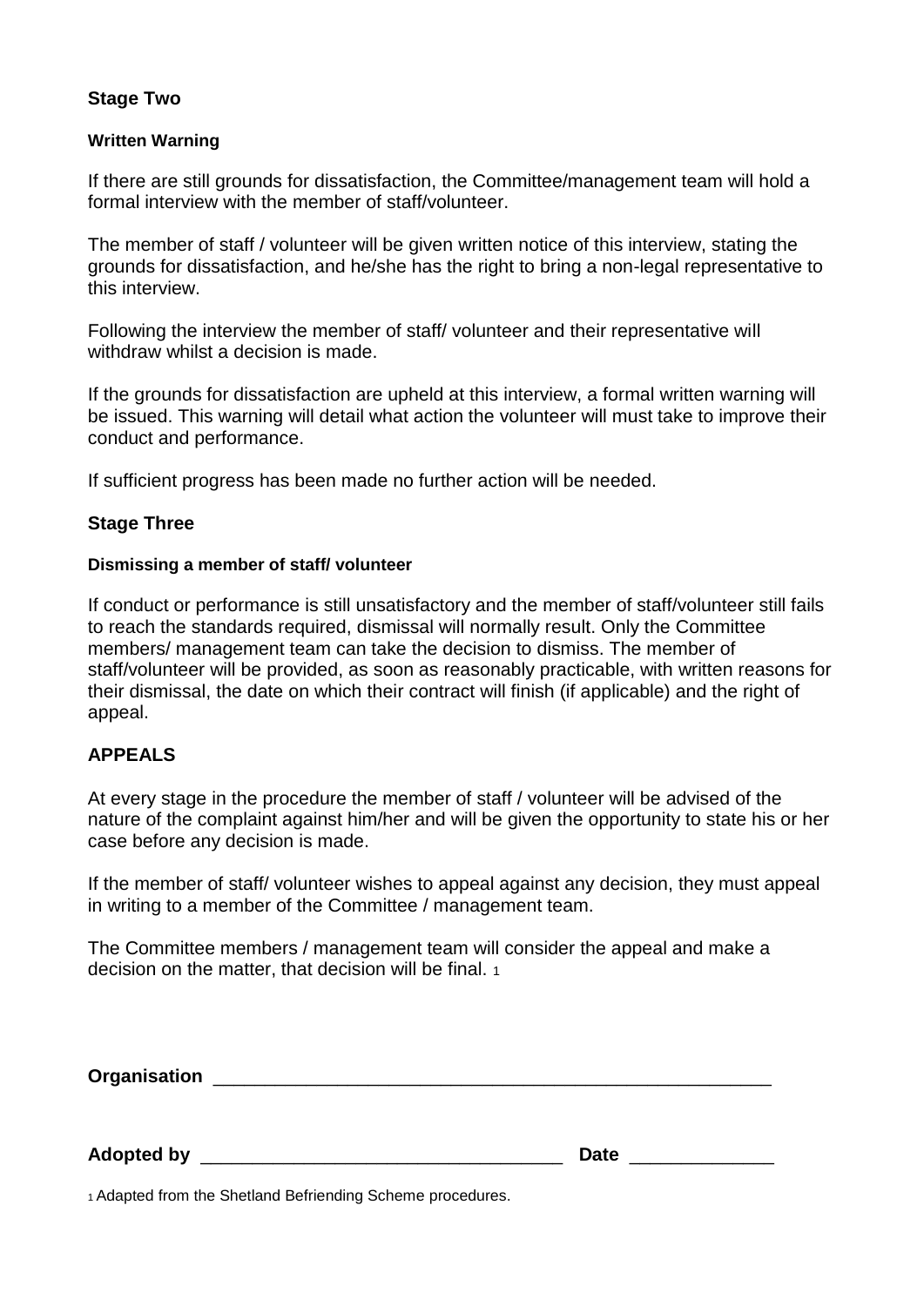## Stage Two

#### Written Warning

If there are still grounds for dissatisfaction, the Committee/management team will hold a formal interview with the member of staff/volunteer.

The member of staff / volunteer will be given written notice of this interview, stating the grounds for dissatisfaction, and he/she has the right to bring a non-legal representative to this interview.

Following the interview the member of staff/ volunteer and their representative will withdraw whilst a decision is made.

If the grounds for dissatisfaction are upheld at this interview, a formal written warning will be issued. This warning will detail what action the volunteer will must take to improve their conduct and performance.

If sufficient progress has been made no further action will be needed.

## Stage Three

#### Dismissing a member of staff/ volunteer

If conduct or performance is still unsatisfactory and the member of staff/volunteer still fails to reach the standards required, dismissal will normally result. Only the Committee members/ management team can take the decision to dismiss. The member of staff/volunteer will be provided, as soon as reasonably practicable, with written reasons for their dismissal, the date on which their contract will finish (if applicable) and the right of appeal.

## APPEALS

At every stage in the procedure the member of staff / volunteer will be advised of the nature of the complaint against him/her and will be given the opportunity to state his or her case before any decision is made.

If the member of staff/ volunteer wishes to appeal against any decision, they must appeal in writing to a member of the Committee / management team.

The Committee members / management team will consider the appeal and make a decision on the matter, that decision will be final. [1]

**Organisation** _______________________________________________________

**Adopted by** __________________________________ **Date** _____________

[1] Adapted from the Shetland Befriending Scheme procedures.